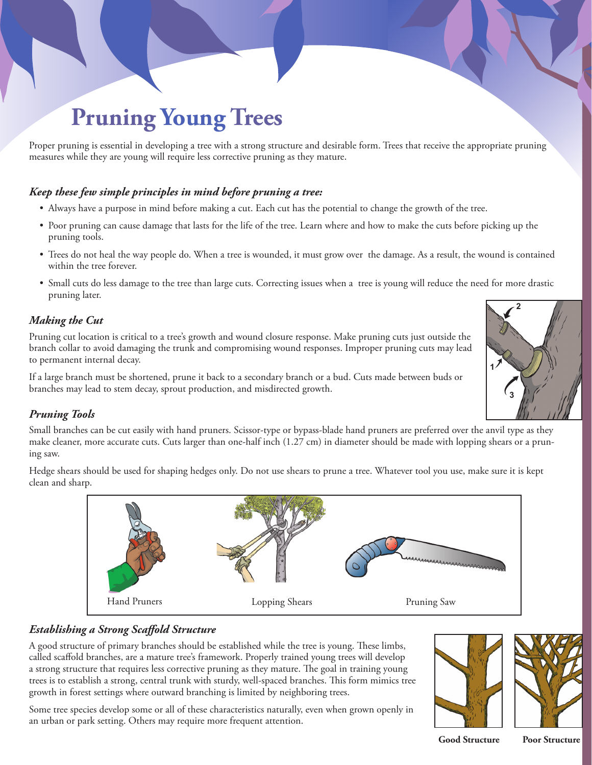# Pruning Young Trees

Proper pruning is essential in developing a tree with a strong structure and desirable form. Trees that receive the appropriate pruning measures while they are young will require less corrective pruning as they mature.

### *Keep these few simple principles in mind before pruning a tree:*

- Always have a purpose in mind before making a cut. Each cut has the potential to change the growth of the tree.
- Poor pruning can cause damage that lasts for the life of the tree. Learn where and how to make the cuts before picking up the pruning tools.
- Trees do not heal the way people do. When a tree is wounded, it must grow over the damage. As a result, the wound is contained within the tree forever.
- Small cuts do less damage to the tree than large cuts. Correcting issues when a tree is young will reduce the need for more drastic pruning later.

### *Making the Cut*

Pruning cut location is critical to a tree's growth and wound closure response. Make pruning cuts just outside the branch collar to avoid damaging the trunk and compromising wound responses. Improper pruning cuts may lead to permanent internal decay.

If a large branch must be shortened, prune it back to a secondary branch or a bud. Cuts made between buds or branches may lead to stem decay, sprout production, and misdirected growth.

2

1

3

### *Pruning Tools*

Small branches can be cut easily with hand pruners. Scissor-type or bypass-blade hand pruners are preferred over the anvil type as they make cleaner, more accurate cuts. Cuts larger than one-half inch (1.27 cm) in diameter should be made with lopping shears or a pruning saw.

Hedge shears should be used for shaping hedges only. Do not use shears to prune a tree. Whatever tool you use, make sure it is kept clean and sharp.

Hand Pruners

Lopping Shears

Pruning Saw

### *Establishing a Strong Scaffold Structure*

A good structure of primary branches should be established while the tree is young. These limbs, called scaffold branches, are a mature tree's framework. Properly trained young trees will develop a strong structure that requires less corrective pruning as they mature. The goal in training young trees is to establish a strong, central trunk with sturdy, well-spaced branches. This form mimics tree growth in forest settings where outward branching is limited by neighboring trees.

Some tree species develop some or all of these characteristics naturally, even when grown openly in an urban or park setting. Others may require more frequent attention.

**Good Structure**

**Poor Structure**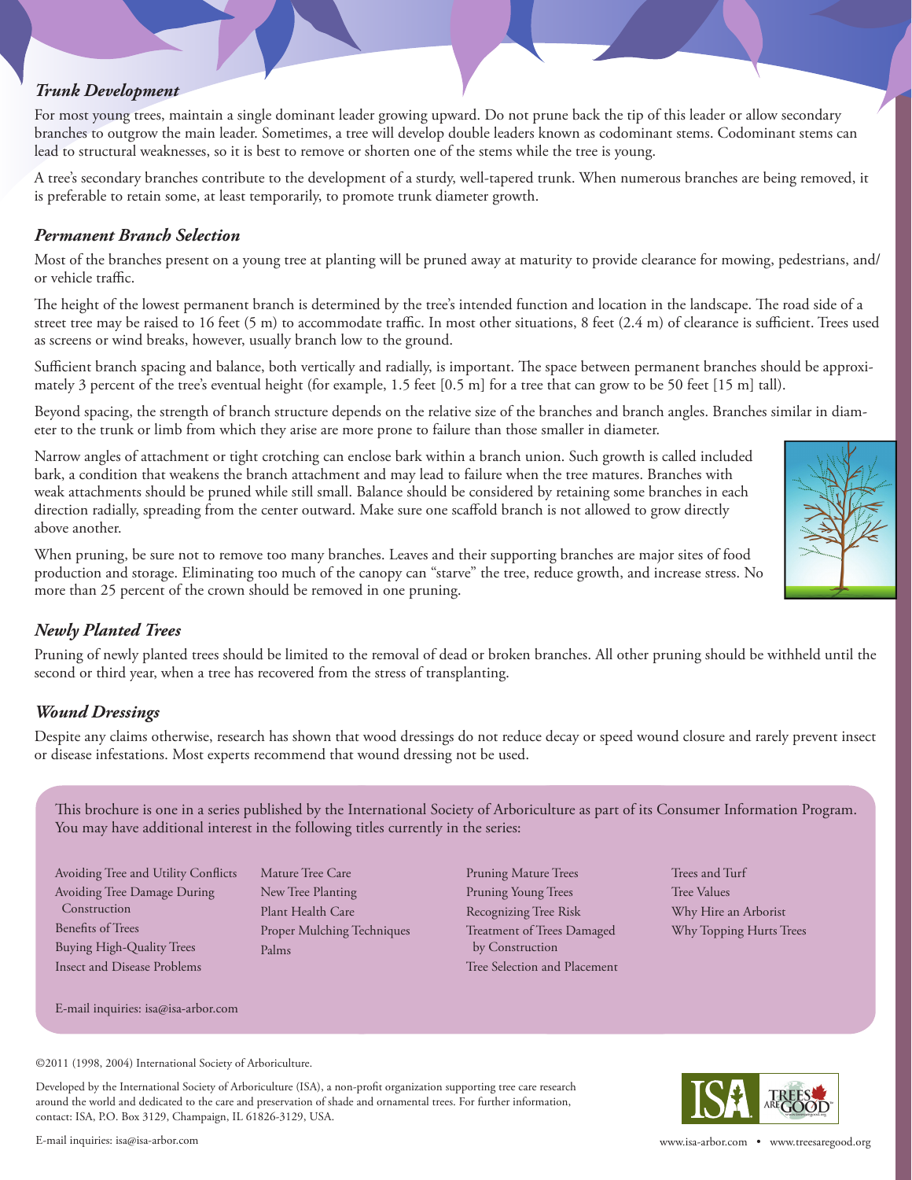### *Trunk Development*

For most young trees, maintain a single dominant leader growing upward. Do not prune back the tip of this leader or allow secondary branches to outgrow the main leader. Sometimes, a tree will develop double leaders known as codominant stems. Codominant stems can lead to structural weaknesses, so it is best to remove or shorten one of the stems while the tree is young.

A tree's secondary branches contribute to the development of a sturdy, well-tapered trunk. When numerous branches are being removed, it is preferable to retain some, at least temporarily, to promote trunk diameter growth.

### *Permanent Branch Selection*

Most of the branches present on a young tree at planting will be pruned away at maturity to provide clearance for mowing, pedestrians, and/or vehicle traffic.

The height of the lowest permanent branch is determined by the tree's intended function and location in the landscape. The road side of a street tree may be raised to 16 feet (5 m) to accommodate traffic. In most other situations, 8 feet (2.4 m) of clearance is sufficient. Trees used as screens or wind breaks, however, usually branch low to the ground.

Sufficient branch spacing and balance, both vertically and radially, is important. The space between permanent branches should be approximately 3 percent of the tree's eventual height (for example, 1.5 feet [0.5 m] for a tree that can grow to be 50 feet [15 m] tall).

Beyond spacing, the strength of branch structure depends on the relative size of the branches and branch angles. Branches similar in diameter to the trunk or limb from which they arise are more prone to failure than those smaller in diameter.

Narrow angles of attachment or tight crotching can enclose bark within a branch union. Such growth is called included bark, a condition that weakens the branch attachment and may lead to failure when the tree matures. Branches with weak attachments should be pruned while still small. Balance should be considered by retaining some branches in each direction radially, spreading from the center outward. Make sure one scaffold branch is not allowed to grow directly above another.

When pruning, be sure not to remove too many branches. Leaves and their supporting branches are major sites of food production and storage. Eliminating too much of the canopy can "starve" the tree, reduce growth, and increase stress. No more than 25 percent of the crown should be removed in one pruning.

### *Newly Planted Trees*

Pruning of newly planted trees should be limited to the removal of dead or broken branches. All other pruning should be withheld until the second or third year, when a tree has recovered from the stress of transplanting.

### *Wound Dressings*

Despite any claims otherwise, research has shown that wood dressings do not reduce decay or speed wound closure and rarely prevent insect or disease infestations. Most experts recommend that wound dressing not be used.

This brochure is one in a series published by the International Society of Arboriculture as part of its Consumer Information Program. You may have additional interest in the following titles currently in the series:

- Avoiding Tree and Utility Conflicts
- Avoiding Tree Damage During Construction
- Benefits of Trees
- Buying High-Quality Trees
- Insect and Disease Problems
- Mature Tree Care
- New Tree Planting
- Plant Health Care
- Proper Mulching Techniques
- Palms
- Pruning Mature Trees
- Pruning Young Trees
- Recognizing Tree Risk
- Treatment of Trees Damaged by Construction
- Tree Selection and Placement
- Trees and Turf
- Tree Values
- Why Hire an Arborist
- Why Topping Hurts Trees

E-mail inquiries: isa@isa-arbor.com

©2011 (1998, 2004) International Society of Arboriculture.

Developed by the International Society of Arboriculture (ISA), a non-profit organization supporting tree care research around the world and dedicated to the care and preservation of shade and ornamental trees. For further information, contact: ISA, P.O. Box 3129, Champaign, IL 61826-3129, USA.

E-mail inquiries: isa@isa-arbor.com

www.isa-arbor.com • www.treesaregood.org